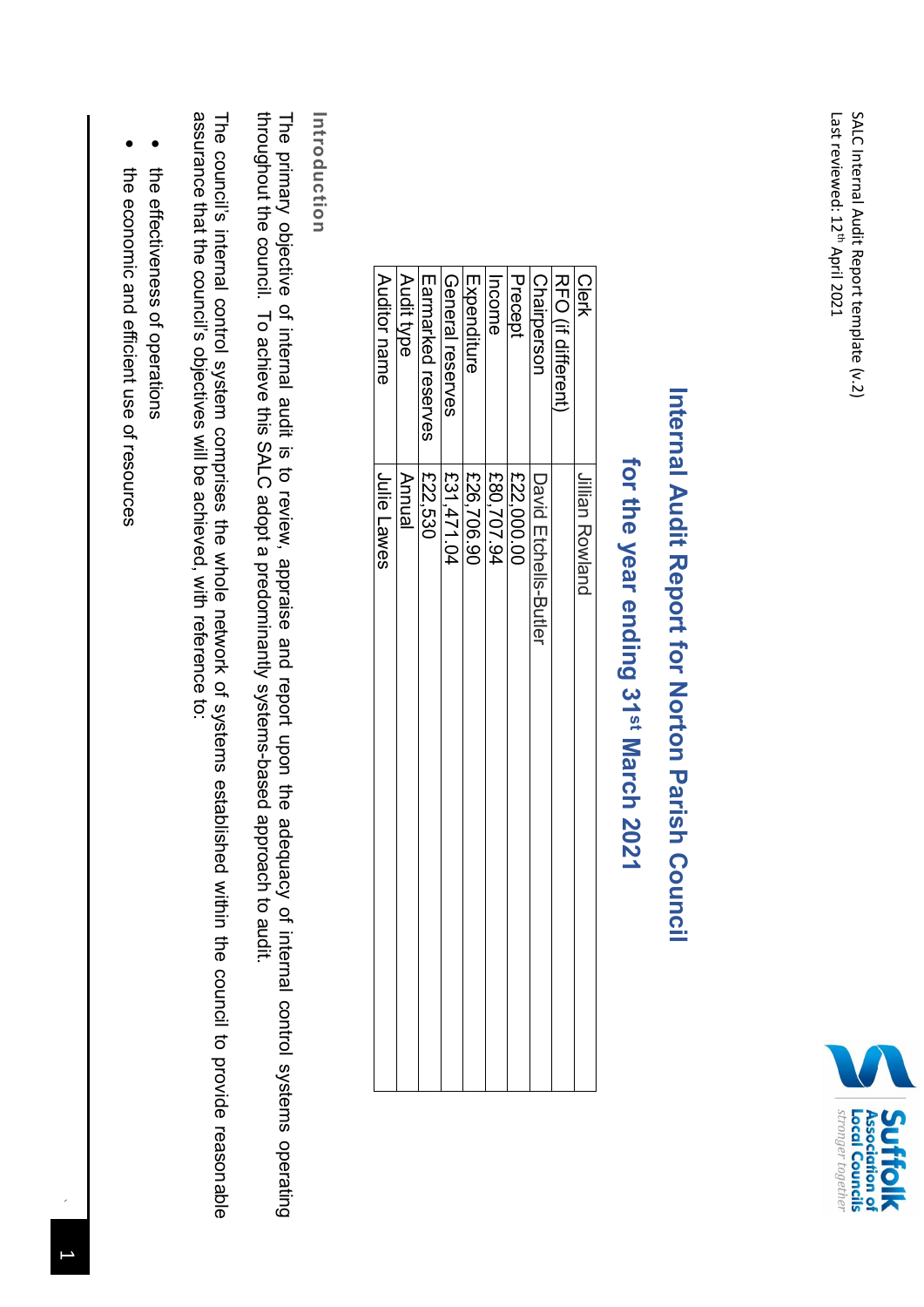SALC Internal Audit Report template (v.2)
Last reviewed: 12th April 2021

# Internal Audit Report for Norton Parish Council for the year ending 31st March 2021

| | |
|---|---|
| Clerk | Jillian Rowland |
| RFO (if different) | |
| Chairperson | David Etchells-Butler |
| Precept | £22,000.00 |
| Income | £80,707.94 |
| Expenditure | £26,706.90 |
| General reserves | £31,471.04 |
| Earmarked reserves | £22,530 |
| Audit type | Annual |
| Auditor name | Julie Lawes |

## Introduction

The primary objective of internal audit is to review, appraise and report upon the adequacy of internal control systems operating throughout the council. To achieve this SALC adopt a predominantly systems-based approach to audit.

The council's internal control system comprises the whole network of systems established within the council to provide reasonable assurance that the council's objectives will be achieved, with reference to:

- the effectiveness of operations
- the economic and efficient use of resources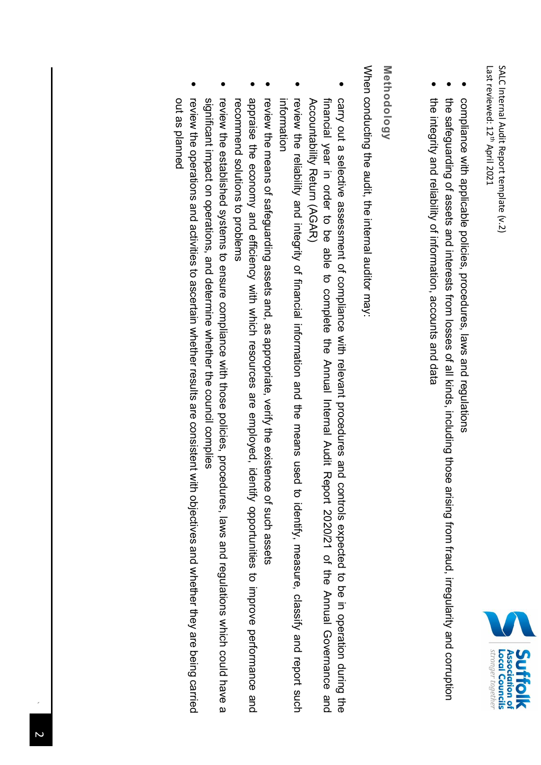- compliance with applicable policies, procedures, laws and regulations
- the safeguarding of assets and interests from losses of all kinds, including those arising from fraud, irregularity and corruption
- the integrity and reliability of information, accounts and data

## Methodology

When conducting the audit, the internal auditor may:

- carry out a selective assessment of compliance with relevant procedures and controls expected to be in operation during the financial year in order to be able to complete the Annual Internal Audit Report 2020/21 of the Annual Governance and Accountability Return (AGAR)
- review the reliability and integrity of financial information and the means used to identify, measure, classify and report such information
- review the means of safeguarding assets and, as appropriate, verify the existence of such assets
- appraise the economy and efficiency with which resources are employed, identify opportunities to improve performance and recommend solutions to problems
- review the established systems to ensure compliance with those policies, procedures, laws and regulations which could have a significant impact on operations, and determine whether the council complies
- review the operations and activities to ascertain whether results are consistent with objectives and whether they are being carried out as planned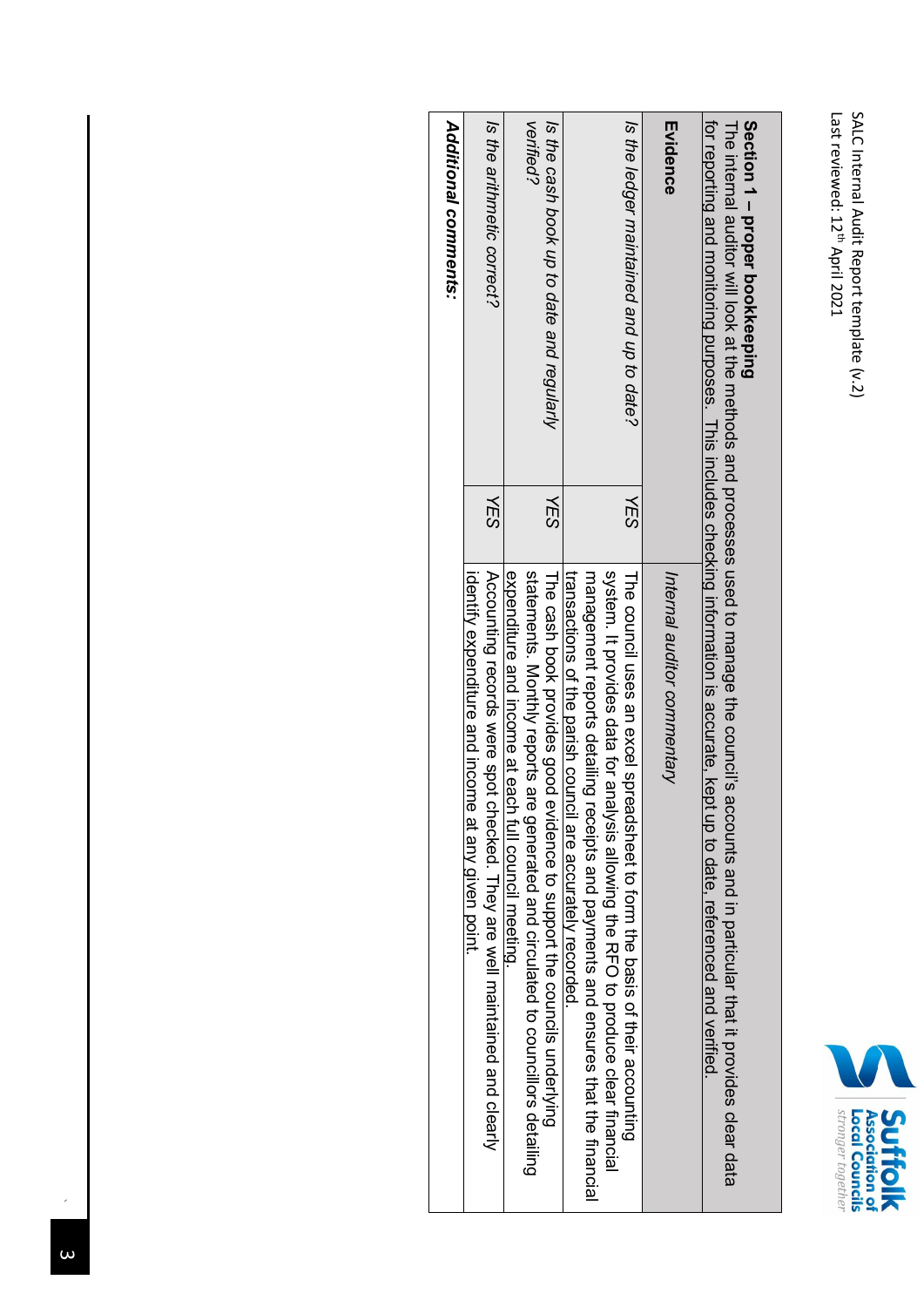**Section 1 – proper bookkeeping**
The internal auditor will look at the methods and processes used to manage the council's accounts and in particular that it provides clear data for reporting and monitoring purposes. This includes checking information is accurate, kept up to date, referenced and verified.

| Evidence | | *Internal auditor commentary* |
|---|---|---|
| *Is the ledger maintained and up to date?* | *YES* | The council uses an excel spreadsheet to form the basis of their accounting system. It provides data for analysis allowing the RFO to produce clear financial management reports detailing receipts and payments and ensures that the financial transactions of the parish council are accurately recorded. |
| *Is the cash book up to date and regularly verified?* | *YES* | The cash book provides good evidence to support the councils underlying statements. Monthly reports are generated and circulated to councillors detailing expenditure and income at each full council meeting. |
| *Is the arithmetic correct?* | *YES* | Accounting records were spot checked. They are well maintained and clearly identify expenditure and income at any given point. |

***Additional comments:***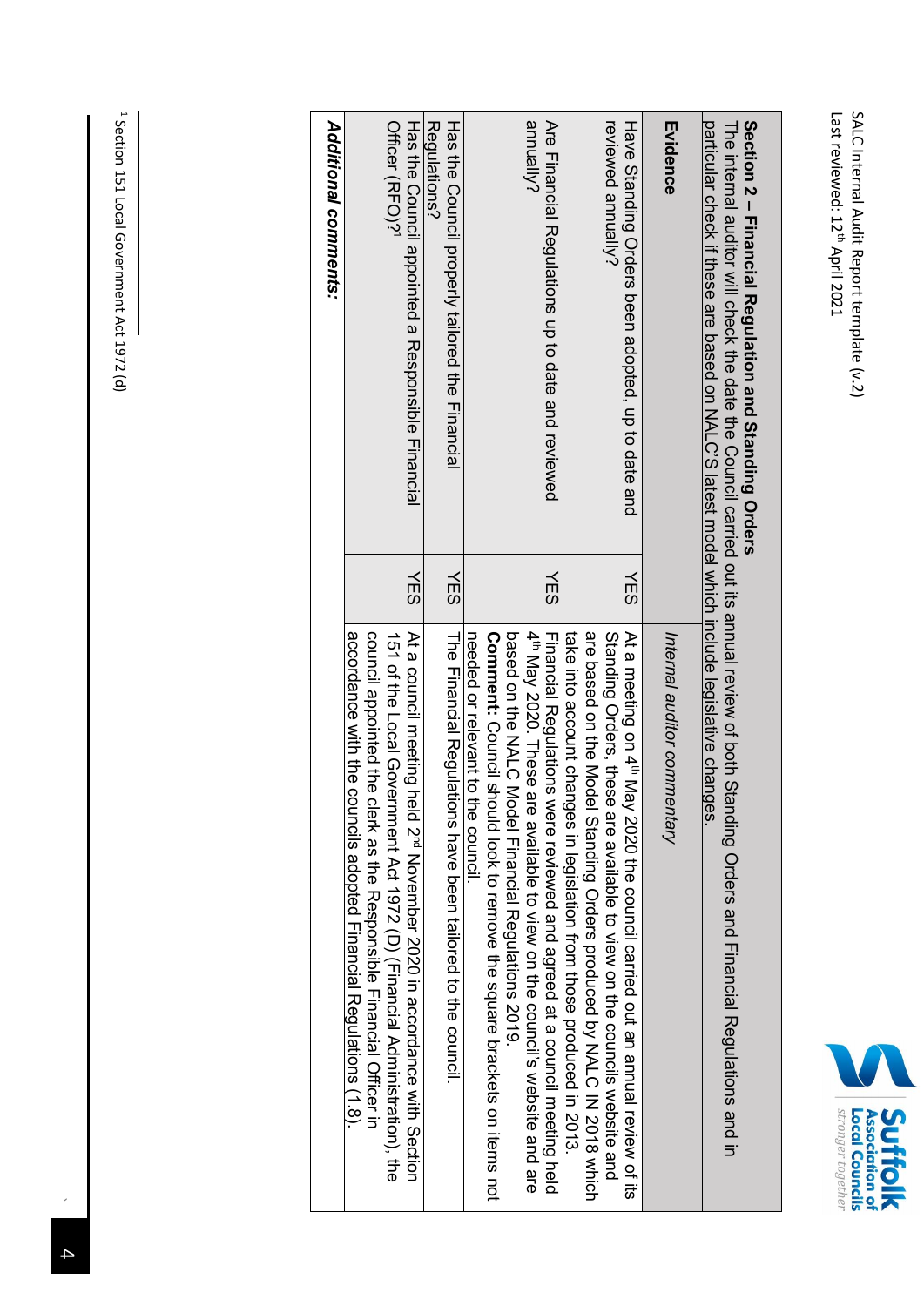| **Section 2 – Financial Regulation and Standing Orders**<br>The internal auditor will check the date the Council carried out its annual review of both Standing Orders and Financial Regulations and in particular check if these are based on NALC'S latest model which include legislative changes. | | |
|---|---|---|
| **Evidence** | | *Internal auditor commentary* |
| Have Standing Orders been adopted, up to date and reviewed annually? | YES | At a meeting on 4th May 2020 the council carried out an annual review of its Standing Orders, these are available to view on the councils website and are based on the Model Standing Orders produced by NALC IN 2018 which take into account changes in legislation from those produced in 2013. |
| Are Financial Regulations up to date and reviewed annually? | YES | Financial Regulations were reviewed and agreed at a council meeting held 4th May 2020. These are available to view on the council's website and are based on the NALC Model Financial Regulations 2019.<br>**Comment:** Council should look to remove the square brackets on items not needed or relevant to the council. |
| Has the Council properly tailored the Financial Regulations? | YES | The Financial Regulations have been tailored to the council. |
| Has the Council appointed a Responsible Financial Officer (RFO)?[1] | YES | At a council meeting held 2nd November 2020 in accordance with Section 151 of the Local Government Act 1972 (D) (Financial Administration), the council appointed the clerk as the Responsible Financial Officer in accordance with the councils adopted Financial Regulations (1.8). |
| ***Additional comments:*** | | |

[1] Section 151 Local Government Act 1972 (d)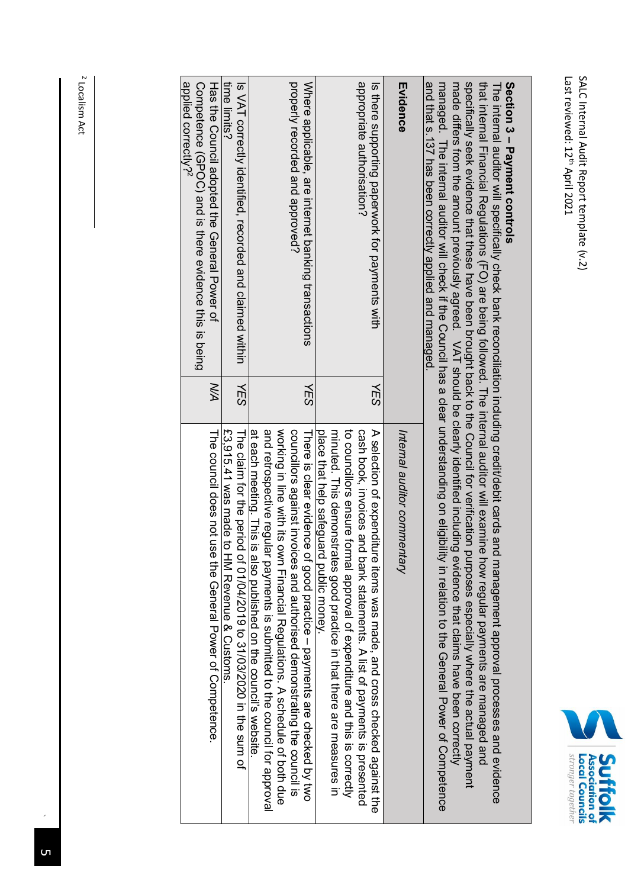| **Section 3 – Payment controls**<br>The internal auditor will specifically check bank reconciliation including credit/debit cards and management approval processes and evidence that internal Financial Regulations (FO) are being followed. The internal auditor will examine how regular payments are managed and specifically seek evidence that these have been brought back to the Council for verification purposes especially where the actual payment made differs from the amount previously agreed. VAT should be clearly identified including evidence that claims have been correctly managed. The internal auditor will check if the Council has a clear understanding on eligibility in relation to the General Power of Competence and that s.137 has been correctly applied and managed. | | |
|---|---|---|
| **Evidence** | | *Internal auditor commentary* |
| Is there supporting paperwork for payments with appropriate authorisation? | YES | A selection of expenditure items was made, and cross checked against the cash book, invoices and bank statements. A list of payments is presented to councillors ensure formal approval of expenditure and this is correctly minuted. This demonstrates good practice in that there are measures in place that help safeguard public money. |
| Where applicable, are internet banking transactions properly recorded and approved? | YES | There is clear evidence of good practice – payments are checked by two councillors against invoices and authorised demonstrating the council is working in line with its own Financial Regulations. A schedule of both due and retrospective regular payments is submitted to the council for approval at each meeting. This is also published on the council's website. |
| Is VAT correctly identified, recorded and claimed within time limits? | YES | The claim for the period of 01/04/2019 to 31/03/2020 in the sum of £3,915.41 was made to HM Revenue & Customs. |
| Has the Council adopted the General Power of Competence (GPOC) and is there evidence this is being applied correctly?[2] | N/A | The council does not use the General Power of Competence. |

[2] Localism Act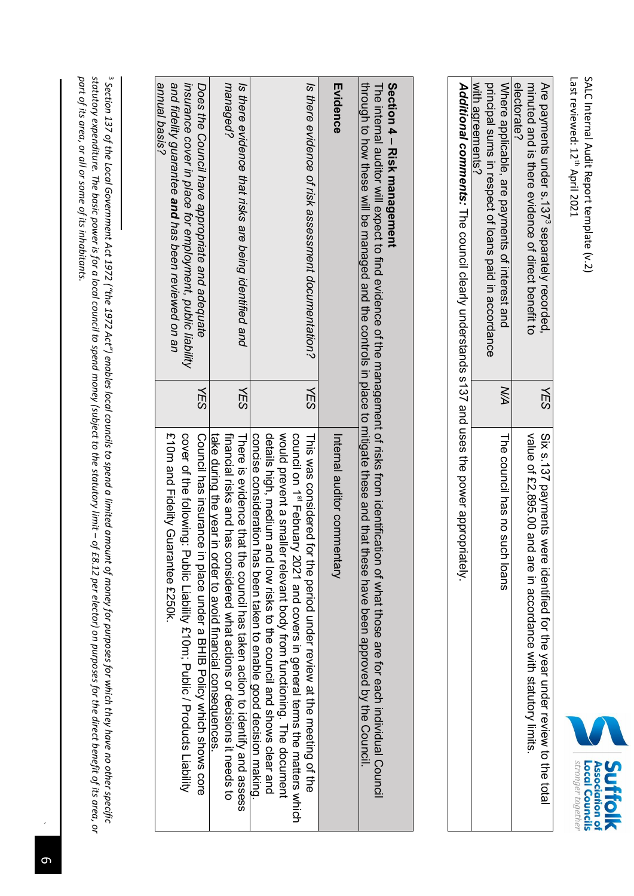| | | |
|---|---|---|
| Are payments under s.137[3] separately recorded, minuted and is there evidence of direct benefit to electorate? | YES | Six s.137 payments were identified for the year under review to the total value of £2,895.00 and are in accordance with statutory limits. |
| Where applicable, are payments of interest and principal sums in respect of loans paid in accordance with agreements? | N/A | The council has no such loans |

***Additional comments:*** The council clearly understands s137 and uses the power appropriately.

**Section 4 – Risk management**
The internal auditor will expect to find evidence of the management of risks from identification of what those are for each individual Council through to how these will be managed and the controls in place to mitigate these and that these have been approved by the Council.

| Evidence | | Internal auditor commentary |
|---|---|---|
| *Is there evidence of risk assessment documentation?* | YES | This was considered for the period under review at the meeting of the council on 1st February 2021 and covers in general terms the matters which would prevent a smaller relevant body from functioning. The document details high, medium and low risks to the council and shows clear and concise consideration has been taken to enable good decision making. |
| *Is there evidence that risks are being identified and managed?* | YES | There is evidence that the council has taken action to identify and assess financial risks and has considered what actions or decisions it needs to take during the year in order to avoid financial consequences. |
| *Does the Council have appropriate and adequate insurance cover in place for employment, public liability and fidelity guarantee **and** has been reviewed on an annual basis?* | YES | Council has insurance in place under a BHIB Policy which shows core cover of the following: Public Liability £10m; Public / Products Liability £10m and Fidelity Guarantee £250k. |

[3] *Section 137 of the Local Government Act 1972 ("the 1972 Act") enables local councils to spend a limited amount of money for purposes for which they have no other specific statutory expenditure. The basic power is for a local council to spend money (subject to the statutory limit – of £8.12 per elector) on purposes for the direct benefit of its area, or part of its area, or all or some of its inhabitants.*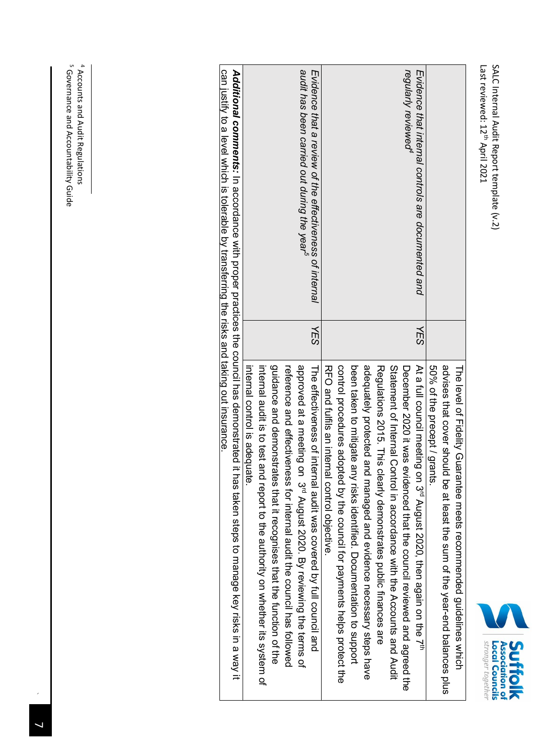| | | |
|---|---|---|
| | | The level of Fidelity Guarantee meets recommended guidelines which advises that cover should be at least the sum of the year-end balances plus 50% of the precept / grants. |
| *Evidence that internal controls are documented and regularly reviewed*[4] | *YES* | At a full council meeting on 3rd August 2020, then again on the 7th December 2020 it was evidenced that the council reviewed and agreed the Statement of Internal Control in accordance with the Accounts and Audit Regulations 2015. This clearly demonstrates public finances are adequately protected and managed and evidence necessary steps have been taken to mitigate any risks identified. Documentation to support control procedures adopted by the council for payments helps protect the RFO and fulfils an internal control objective. |
| *Evidence that a review of the effectiveness of internal audit has been carried out during the year*[5] | *YES* | The effectiveness of internal audit was covered by full council and approved at a meeting on 3rd August 2020. By reviewing the terms of reference and effectiveness for internal audit the council has followed guidance and demonstrates that it recognises that the function of the internal audit is to test and report to the authority on whether its system of internal control is adequate. |

***Additional comments:*** In accordance with proper practices the council has demonstrated it has taken steps to manage key risks in a way it can justify to a level which is tolerable by transferring the risks and taking out insurance.

[4] Accounts and Audit Regulations

[5] Governance and Accountability Guide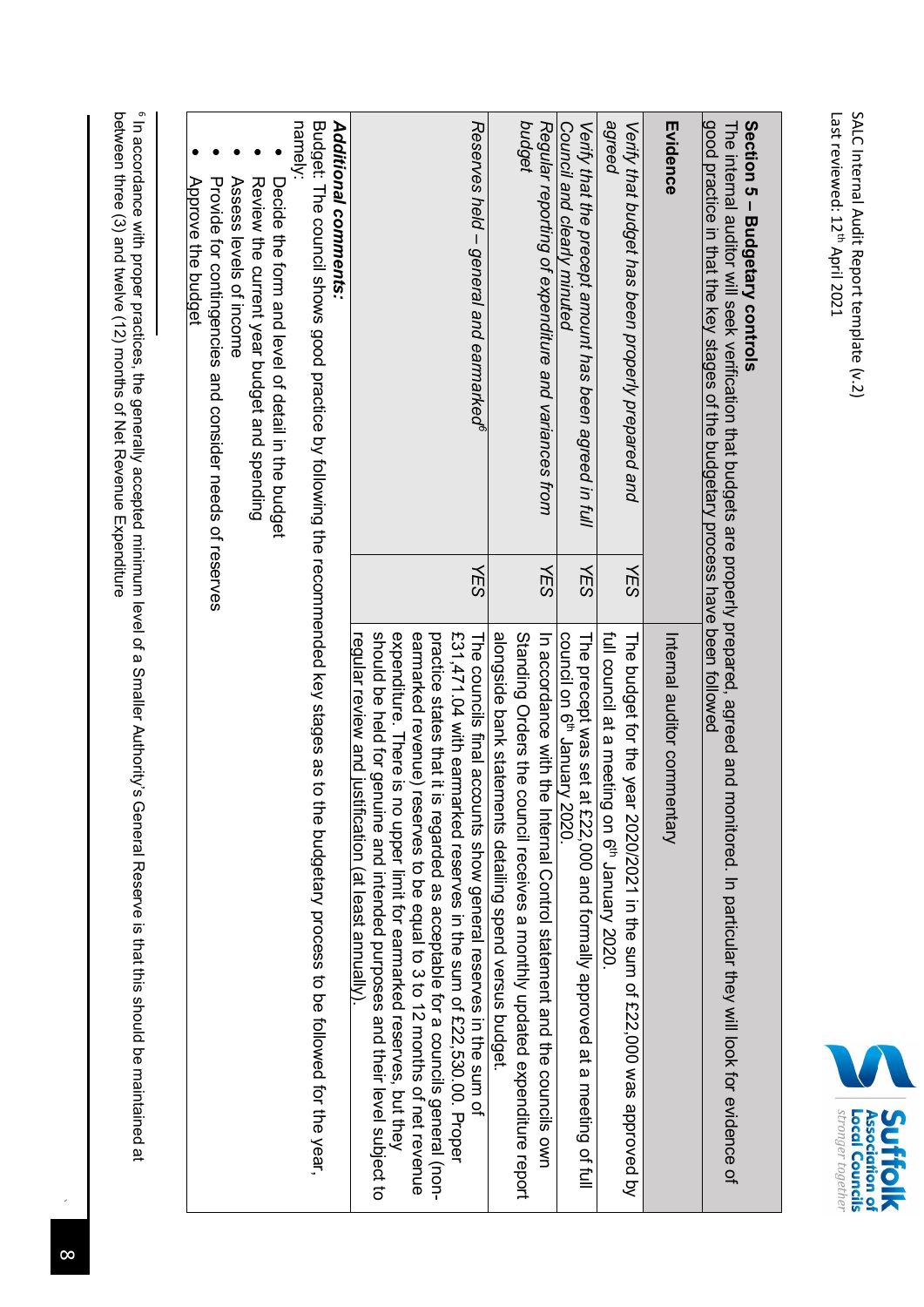## Section 5 – Budgetary controls

The internal auditor will seek verification that budgets are properly prepared, agreed and monitored. In particular they will look for evidence of good practice in that the key stages of the budgetary process have been followed

| Evidence | | Internal auditor commentary |
|---|---|---|
| *Verify that budget has been properly prepared and agreed* | YES | The budget for the year 2020/2021 in the sum of £22,000 was approved by full council at a meeting on 6th January 2020. |
| *Verify that the precept amount has been agreed in full Council and clearly minuted* | YES | The precept was set at £22,000 and formally approved at a meeting of full council on 6th January 2020. |
| *Regular reporting of expenditure and variances from budget* | YES | In accordance with the Internal Control statement and the councils own Standing Orders the council receives a monthly updated expenditure report alongside bank statements detailing spend versus budget. |
| *Reserves held – general and earmarked*[6] | YES | The councils final accounts show general reserves in the sum of £31,471.04 with earmarked reserves in the sum of £22,530.00. Proper practice states that it is regarded as acceptable for a councils general (non-earmarked revenue) reserves to be equal to 3 to 12 months of net revenue expenditure. There is no upper limit for earmarked reserves, but they should be held for genuine and intended purposes and their level subject to regular review and justification (at least annually). |

***Additional comments:***

Budget: The council shows good practice by following the recommended key stages as to the budgetary process to be followed for the year, namely:

- Decide the form and level of detail in the budget
- Review the current year budget and spending
- Assess levels of income
- Provide for contingencies and consider needs of reserves
- Approve the budget

[6] In accordance with proper practices, the generally accepted minimum level of a Smaller Authority's General Reserve is that this should be maintained at between three (3) and twelve (12) months of Net Revenue Expenditure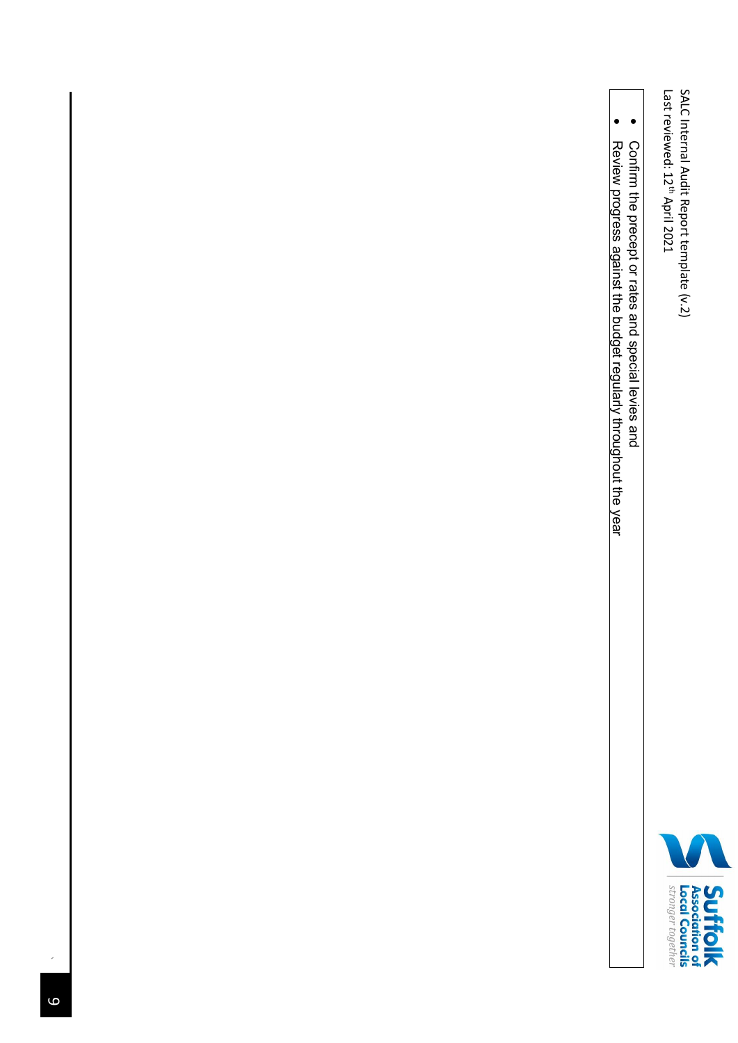- Confirm the precept or rates and special levies and
- Review progress against the budget regularly throughout the year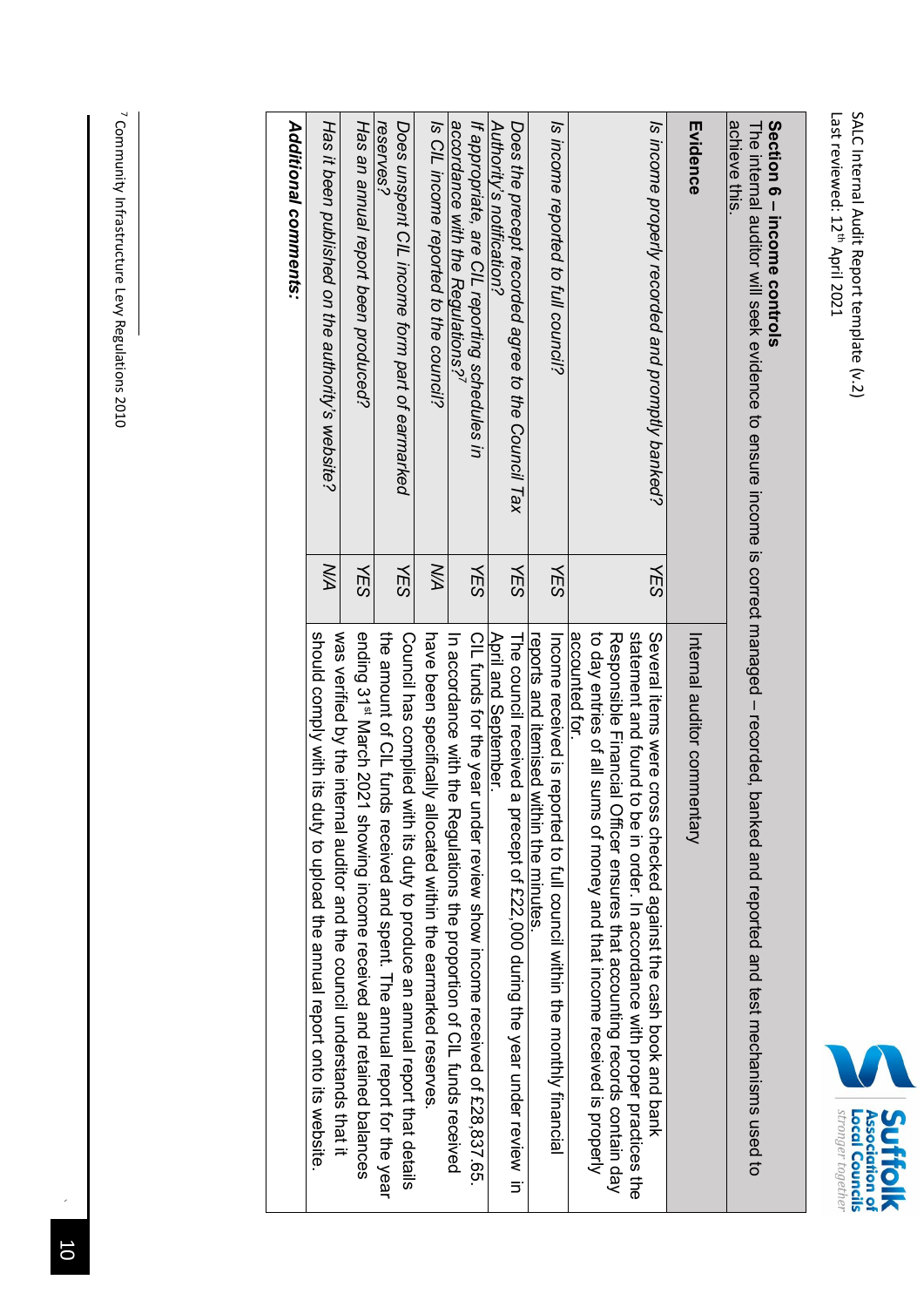**Section 6 – income controls**

The internal auditor will seek evidence to ensure income is correct managed – recorded, banked and reported and test mechanisms used to achieve this.

| Evidence | | Internal auditor commentary |
|---|---|---|
| *Is income properly recorded and promptly banked?* | *YES* | Several items were cross checked against the cash book and bank statement and found to be in order. In accordance with proper practices the Responsible Financial Officer ensures that accounting records contain day to day entries of all sums of money and that income received is properly accounted for. |
| *Is income reported to full council?* | *YES* | Income received is reported to full council within the monthly financial reports and itemised within the minutes. |
| *Does the precept recorded agree to the Council Tax Authority's notification?* | *YES* | The council received a precept of £22,000 during the year under review in April and September. |
| *If appropriate, are CIL reporting schedules in accordance with the Regulations?*[7] | *YES* | CIL funds for the year under review show income received of £28,837.65. |
| *Is CIL income reported to the council?* | *N/A* | In accordance with the Regulations the proportion of CIL funds received have been specifically allocated within the earmarked reserves. |
| *Does unspent CIL income form part of earmarked reserves?* | *YES* | Council has complied with its duty to produce an annual report that details the amount of CIL funds received and spent. The annual report for the year ending 31st March 2021 showing income received and retained balances |
| *Has an annual report been produced?* | *YES* | was verified by the internal auditor and the council understands that it |
| *Has it been published on the authority's website?* | *N/A* | should comply with its duty to upload the annual report onto its website. |
| ***Additional comments:*** | | |

[7] Community Infrastructure Levy Regulations 2010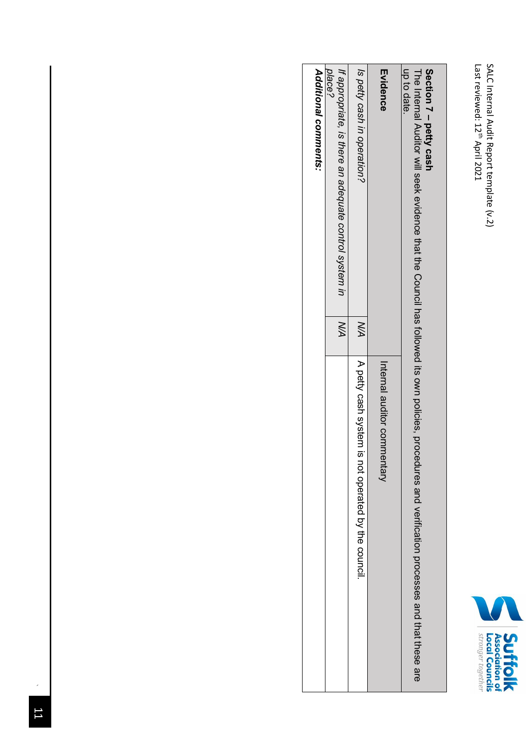## Section 7 – petty cash

The Internal Auditor will seek evidence that the Council has followed its own policies, procedures and verification processes and that these are up to date.

| Evidence | | Internal auditor commentary |
|---|---|---|
| *Is petty cash in operation?* | *N/A* | A petty cash system is not operated by the council. |
| *If appropriate, is there an adequate control system in place?* | *N/A* | |
| ***Additional comments:*** | | |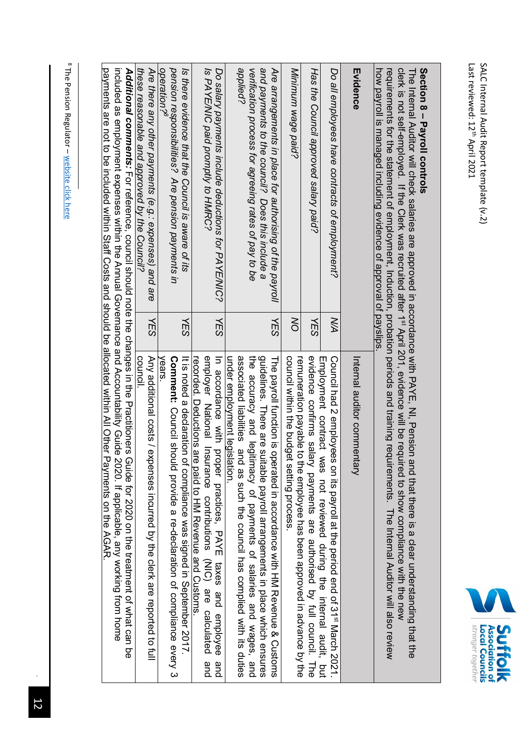## Section 8 – Payroll controls

The Internal Auditor will check salaries are approved in accordance with PAYE, NI, Pension and that there is a clear understanding that the clerk is not self-employed. If the Clerk was recruited after 1st April 201, evidence will be required to show compliance with the new requirements for the statement of employment, Induction, probation periods and training requirements. The Internal Auditor will also review how payroll is managed including evidence of approval of payslips.

| Evidence | | Internal auditor commentary |
|---|---|---|
| *Do all employees have contracts of employment?* | N/A | Council had 2 employees on its payroll at the period end of 31st March 2021. Employment contract was not reviewed during the internal audit, but evidence confirms salary payments are authorised by full council. The remuneration payable to the employee has been approved in advance by the council within the budget setting process. |
| *Has the Council approved salary paid?* | YES | |
| *Minimum wage paid?* | NO | |
| *Are arrangements in place for authorising of the payroll and payments to the council? Does this include a verification process for agreeing rates of pay to be applied?* | YES | The payroll function is operated in accordance with HM Revenue & Customs guidelines. There are suitable payroll arrangements in place which ensures the accuracy and legitimacy of payments of salaries and wages, and associated liabilities and as such the council has complied with its duties under employment legislation. |
| *Do salary payments include deductions for PAYE/NIC? Is PAYE/NIC paid promptly to HMRC?* | YES | In accordance with proper practices, PAYE taxes and employee and employer National Insurance contributions (NIC) are calculated and recorded. Deductions are paid to HM Revenue and Customs. |
| *Is there evidence that the Council is aware of its pension responsibilities? Are pension payments in operation?*[8] | YES | It is noted a declaration of compliance was signed in September 2017. **Comment:** Council should provide a re-declaration of compliance every 3 years. |
| *Are there any other payments (e.g.: expenses) and are these reasonable and approved by the Council?* | YES | Any additional costs / expenses incurred by the clerk are reported to full council. |
| ***Additional comments:*** For reference, council should note the changes in the Practitioners Guide for 2020 on the treatment of what can be included as employment expenses within the Annual Governance and Accountability Guide 2020. If applicable, any working from home payments are not to be included within Staff Costs and should be allocated within All Other Payments on the AGAR. | | |

[8] The Pension Regulator – website click here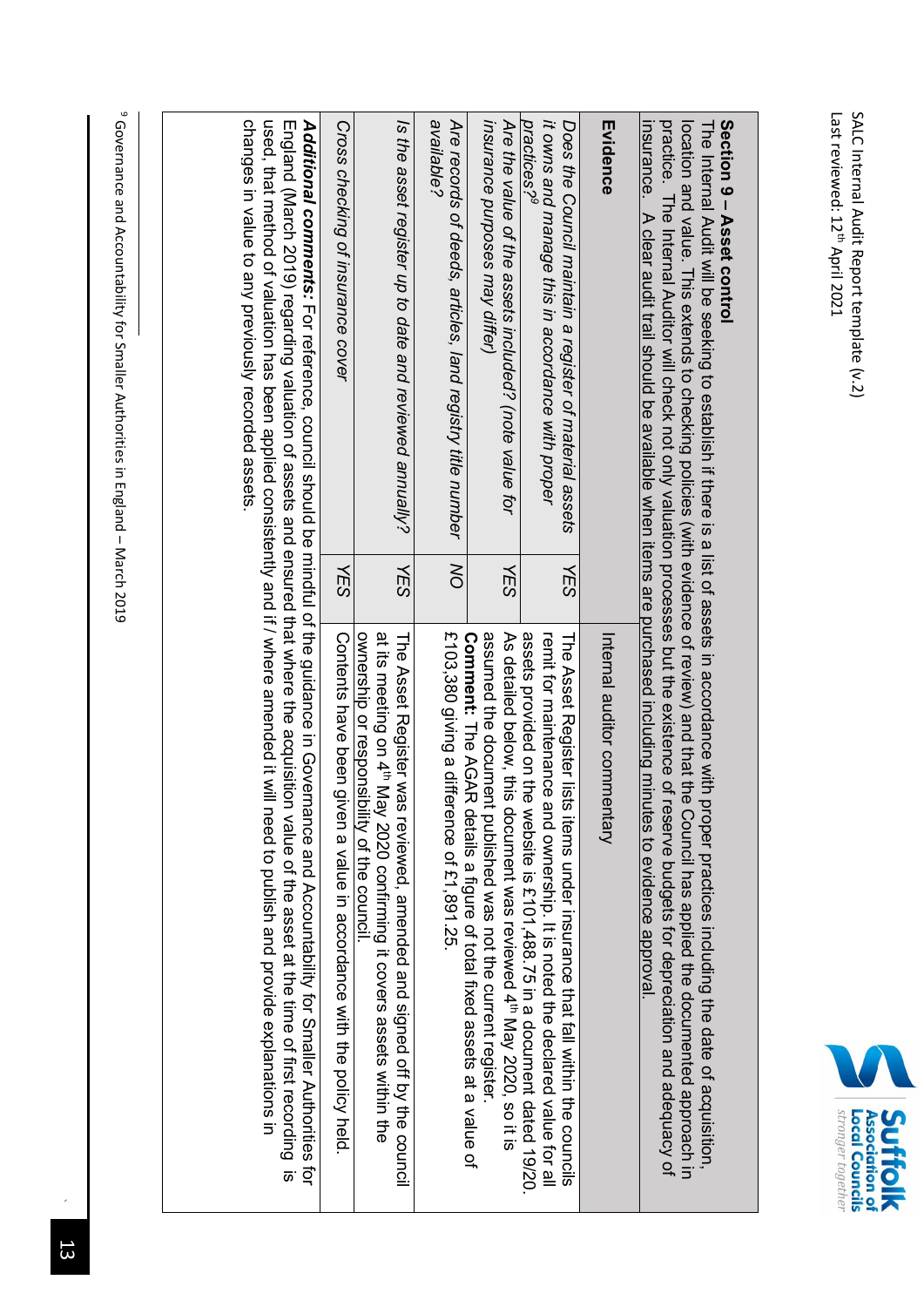## Section 9 – Asset control

The Internal Audit will be seeking to establish if there is a list of assets in accordance with proper practices including the date of acquisition, location and value. This extends to checking policies (with evidence of review) and that the Council has applied the documented approach in practice. The Internal Auditor will check not only valuation processes but the existence of reserve budgets for depreciation and adequacy of insurance. A clear audit trail should be available when items are purchased including minutes to evidence approval.

| Evidence | | Internal auditor commentary |
|---|---|---|
| *Does the Council maintain a register of material assets it owns and manage this in accordance with proper practices?*[9] | *YES* | The Asset Register lists items under insurance that fall within the councils remit for maintenance and ownership. It is noted the declared value for all assets provided on the website is £101,488.75 in a document dated 19/20. |
| *Are the value of the assets included? (note value for insurance purposes may differ)* | *YES* | As detailed below, this document was reviewed 4th May 2020, so it is assumed the document published was not the current register.<br>**Comment:** The AGAR details a figure of total fixed assets at a value of £103,380 giving a difference of £1,891.25. |
| *Are records of deeds, articles, land registry title number available?* | *NO* | |
| *Is the asset register up to date and reviewed annually?* | *YES* | The Asset Register was reviewed, amended and signed off by the council at its meeting on 4th May 2020 confirming it covers assets within the ownership or responsibility of the council. |
| *Cross checking of insurance cover* | *YES* | Contents have been given a value in accordance with the policy held. |
| ***Additional comments:*** For reference, council should be mindful of the guidance in Governance and Accountability for Smaller Authorities for England (March 2019) regarding valuation of assets and ensured that where the acquisition value of the asset at the time of first recording is used, that method of valuation has been applied consistently and if / where amended it will need to publish and provide explanations in changes in value to any previously recorded assets. | | |
| | | |

[9] Governance and Accountability for Smaller Authorities in England – March 2019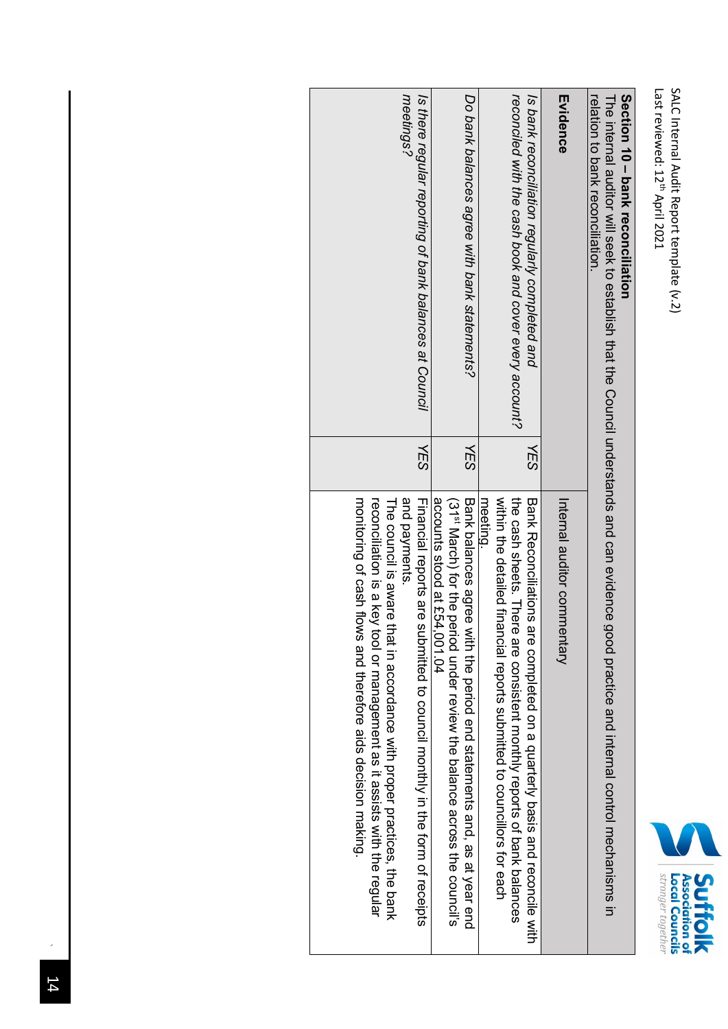## Section 10 – bank reconciliation

The internal auditor will seek to establish that the Council understands and can evidence good practice and internal control mechanisms in relation to bank reconciliation.

| Evidence | | Internal auditor commentary |
|---|---|---|
| *Is bank reconciliation regularly completed and reconciled with the cash book and cover every account?* | *YES* | Bank Reconciliations are completed on a quarterly basis and reconcile with the cash sheets. There are consistent monthly reports of bank balances within the detailed financial reports submitted to councillors for each meeting. |
| *Do bank balances agree with bank statements?* | *YES* | Bank balances agree with the period end statements and, as at year end (31st March) for the period under review the balance across the council's accounts stood at £54,001.04 |
| *Is there regular reporting of bank balances at Council meetings?* | *YES* | Financial reports are submitted to council monthly in the form of receipts and payments.<br>The council is aware that in accordance with proper practices, the bank reconciliation is a key tool or management as it assists with the regular monitoring of cash flows and therefore aids decision making. |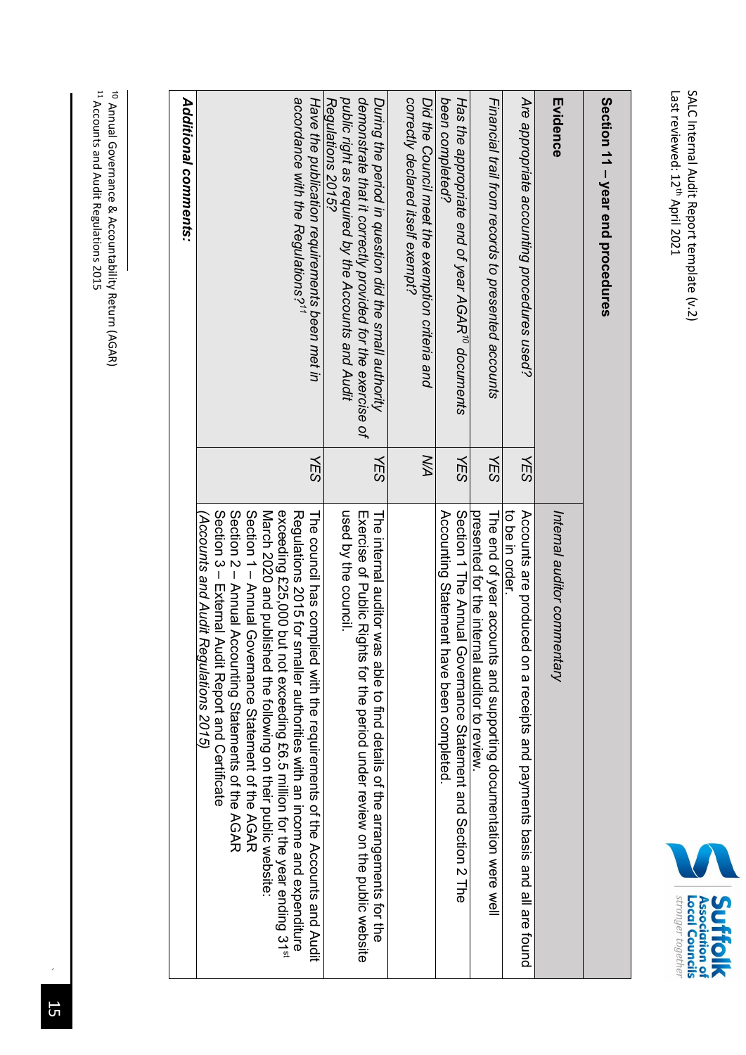| Section 11 – year end procedures | | |
|---|---|---|
| **Evidence** | | *Internal auditor commentary* |
| *Are appropriate accounting procedures used?* | YES | Accounts are produced on a receipts and payments basis and all are found to be in order. |
| *Financial trail from records to presented accounts* | YES | The end of year accounts and supporting documentation were well presented for the internal auditor to review. |
| *Has the appropriate end of year AGAR[10] documents been completed?* | YES | Section 1 The Annual Governance Statement and Section 2 The Accounting Statement have been completed. |
| *Did the Council meet the exemption criteria and correctly declared itself exempt?* | N/A | |
| *During the period in question did the small authority demonstrate that it correctly provided for the exercise of public right as required by the Accounts and Audit Regulations 2015?* | YES | The internal auditor was able to find details of the arrangements for the Exercise of Public Rights for the period under review on the public website used by the council. |
| *Have the publication requirements been met in accordance with the Regulations?[11]* | YES | The council has complied with the requirements of the Accounts and Audit Regulations 2015 for smaller authorities with an income and expenditure exceeding £25,000 but not exceeding £6.5 million for the year ending 31st March 2020 and published the following on their public website:<br>Section 1 – Annual Governance Statement of the AGAR<br>Section 2 – Annual Accounting Statements of the AGAR<br>Section 3 – External Audit Report and Certificate<br>*(Accounts and Audit Regulations 2015)* |
| ***Additional comments:*** | | |

[10] Annual Governance & Accountability Return (AGAR)
[11] Accounts and Audit Regulations 2015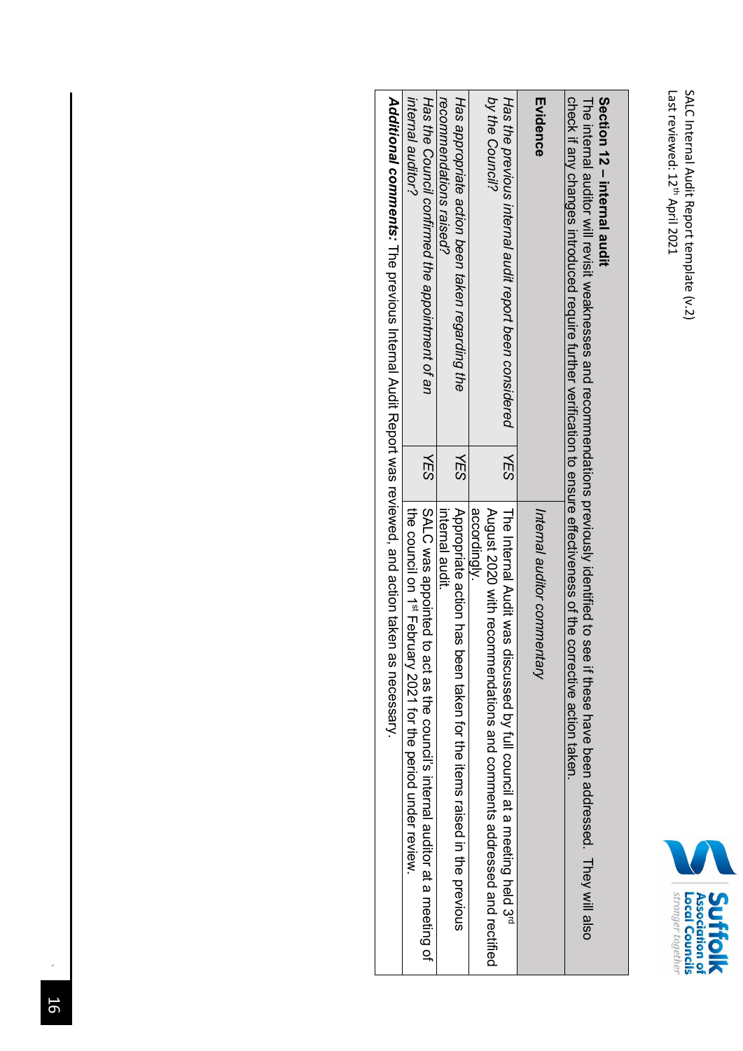## Section 12 – internal audit

The internal auditor will revisit weaknesses and recommendations previously identified to see if these have been addressed. They will also check if any changes introduced require further verification to ensure effectiveness of the corrective action taken.

| Evidence | | *Internal auditor commentary* |
|---|---|---|
| *Has the previous internal audit report been considered by the Council?* | *YES* | The Internal Audit was discussed by full council at a meeting held 3rd August 2020 with recommendations and comments addressed and rectified accordingly. |
| *Has appropriate action been taken regarding the recommendations raised?* | *YES* | Appropriate action has been taken for the items raised in the previous internal audit. |
| *Has the Council confirmed the appointment of an internal auditor?* | *YES* | SALC was appointed to act as the council's internal auditor at a meeting of the council on 1st February 2021 for the period under review. |

***Additional comments:*** The previous Internal Audit Report was reviewed, and action taken as necessary.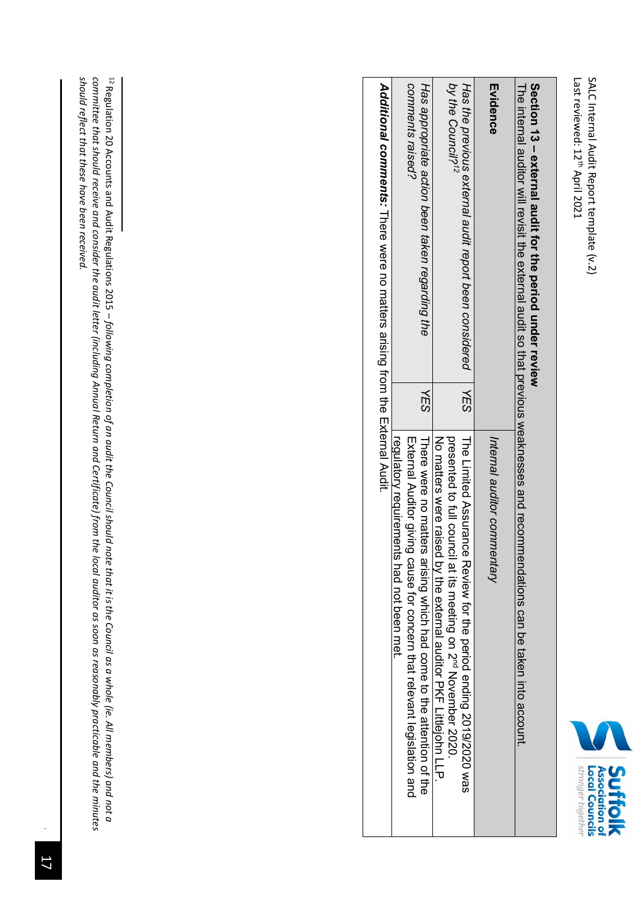## Section 13 – external audit for the period under review

The internal auditor will revisit the external audit so that previous weaknesses and recommendations can be taken into account.

| Evidence | | *Internal auditor commentary* |
|---|---|---|
| *Has the previous external audit report been considered by the Council?*[12] | *YES* | The Limited Assurance Review for the period ending 2019/2020 was presented to full council at its meeting on 2nd November 2020. No matters were raised by the external auditor PKF Littlejohn LLP. |
| *Has appropriate action been taken regarding the comments raised?* | *YES* | There were no matters arising which had come to the attention of the External Auditor giving cause for concern that relevant legislation and regulatory requirements had not been met. |

***Additional comments:*** There were no matters arising from the External Audit.

---

[12] Regulation 20 Accounts and Audit Regulations 2015 – *following completion of an audit the Council should note that it is the Council as a whole (ie. All members) and not a committee that should receive and consider the audit letter (including Annual Return and Certificate) from the local auditor as soon as reasonably practicable and the minutes should reflect that these have been received.*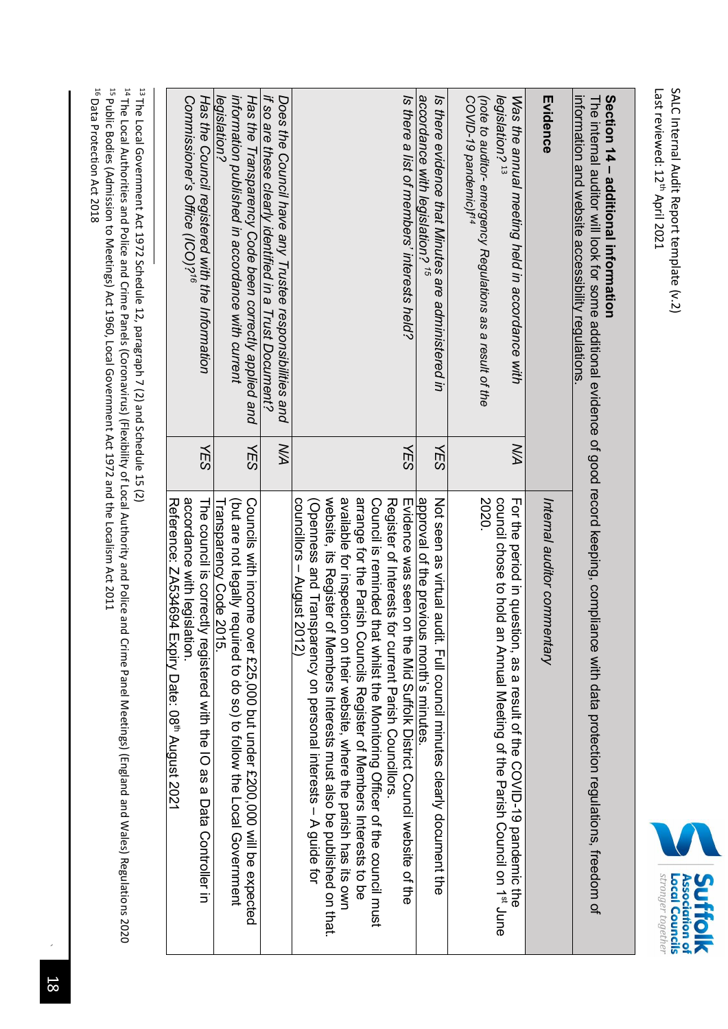## Section 14 – additional information

The internal auditor will look for some additional evidence of good record keeping, compliance with data protection regulations, freedom of information and website accessibility regulations.

| Evidence | | Internal auditor commentary |
|---|---|---|
| *Was the annual meeting held in accordance with legislation?* [13] *(note to auditor- emergency Regulations as a result of the COVID-19 pandemic)* [14] | *N/A* | For the period in question, as a result of the COVID-19 pandemic the council chose to hold an Annual Meeting of the Parish Council on 1st June 2020. |
| *Is there evidence that Minutes are administered in accordance with legislation?* [15] | *YES* | Not seen as virtual audit. Full council minutes clearly document the approval of the previous month's minutes. |
| *Is there a list of members' interests held?* | *YES* | Evidence was seen on the Mid Suffolk District Council website of the Register of Interests for current Parish Councillors. Council is reminded that whilst the Monitoring Officer of the council must arrange for the Parish Councils Register of Members Interests to be available for inspection on their website, where the parish has its own website, its Register of Members Interests must also be published on that. (Openness and Transparency on personal interests – A guide for councillors – August 2012) |
| *Does the Council have any Trustee responsibilities and if so are these clearly identified in a Trust Document?* | *N/A* | |
| *Has the Transparency Code been correctly applied and information published in accordance with current legislation?* | *YES* | Councils with income over £25,000 but under £200,000 will be expected (but are not legally required to do so) to follow the Local Government Transparency Code 2015. |
| *Has the Council registered with the Information Commissioner's Office (ICO)?* [16] | *YES* | The council is correctly registered with the IO as a Data Controller in accordance with legislation. Reference: ZA534694 Expiry Date: 08th August 2021 |

[13] The Local Government Act 1972 Schedule 12, paragraph 7 (2) and Schedule 15 (2)

[14] The Local Authorities and Police and Crime Panels (Coronavirus) (Flexibility of Local Authority and Police and Crime Panel Meetings) (England and Wales) Regulations 2020

[15] Public Bodies (Admission to Meetings) Act 1960, Local Government Act 1972 and the Localism Act 2011

[16] Data Protection Act 2018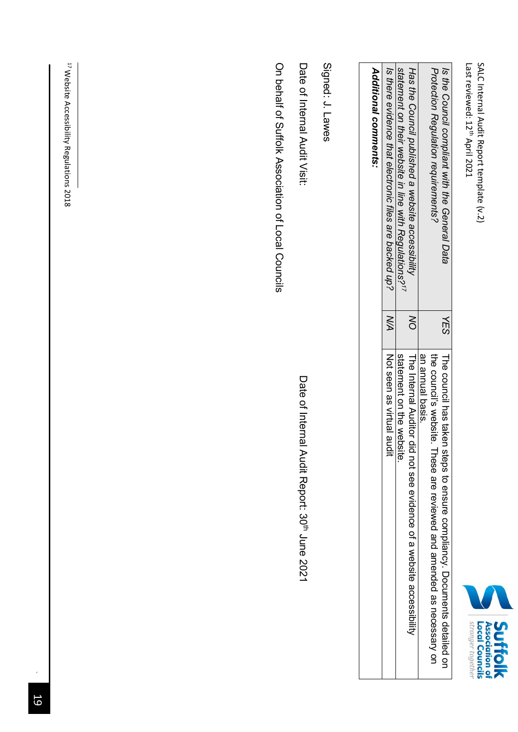| | | |
|---|---|---|
| *Is the Council compliant with the General Data Protection Regulation requirements?* | *YES* | The council has taken steps to ensure compliancy. Documents detailed on the council's website. These are reviewed and amended as necessary on an annual basis. |
| *Has the Council published a website accessibility statement on their website in line with Regulations?*[17] | *NO* | The Internal Auditor did not see evidence of a website accessibility statement on the website. |
| *Is there evidence that electronic files are backed up?* | *N/A* | Not seen as virtual audit |
| ***Additional comments:*** | | |

Signed: J. Lawes

Date of Internal Audit Visit:

Date of Internal Audit Report: 30th June 2021

On behalf of Suffolk Association of Local Councils

[17] Website Accessibility Regulations 2018